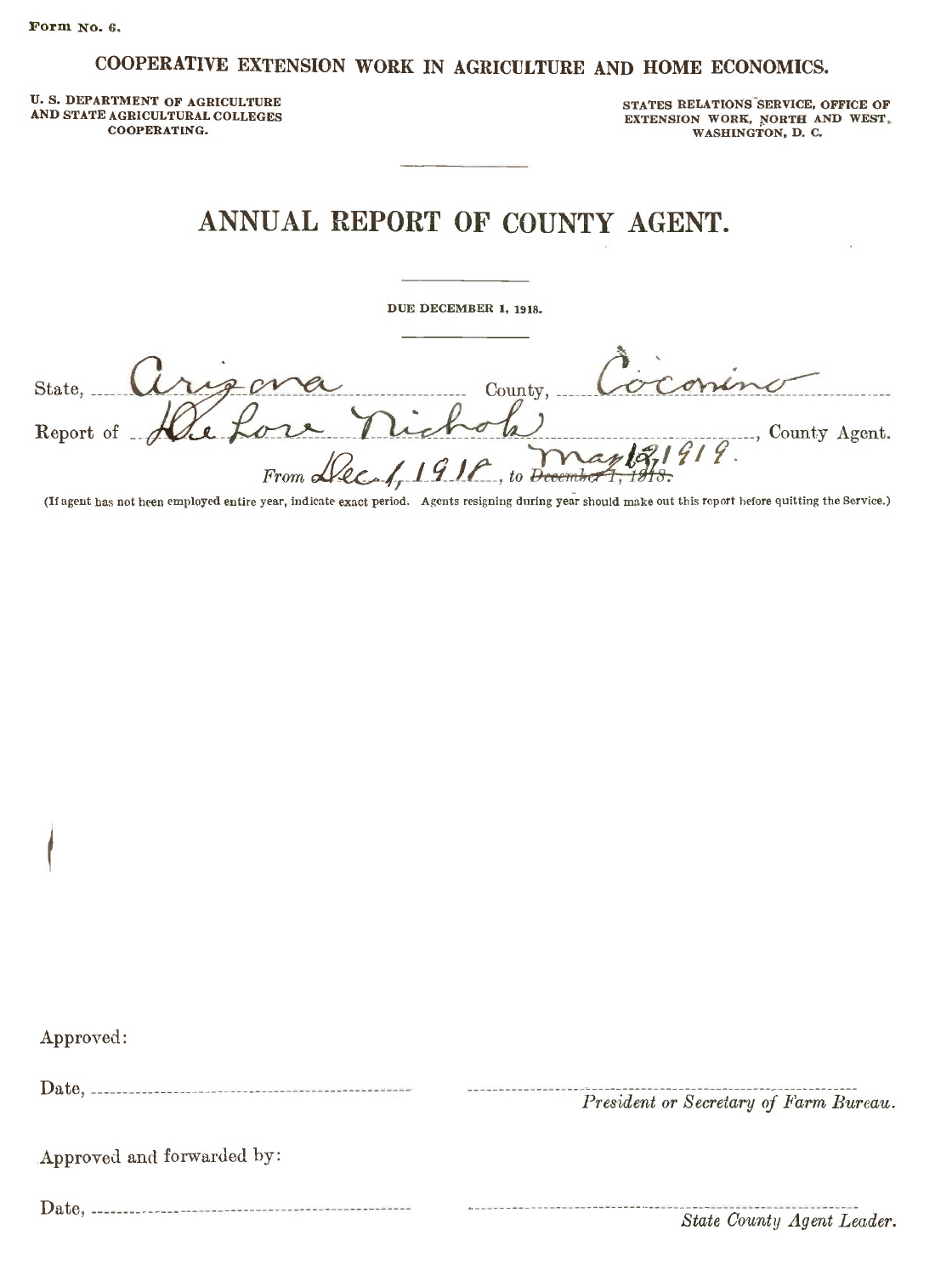Form No. 6.

# COOPERATIVE EXTENSION WORK IN AGRICULTURE AND HOME ECONOMICS.

U. S. DEPARTMENT OF AGRICULTURE AND STATE AGRICULTURAL COLLEGES COOPERATING.

STATES RELATIONS SERVICE, OFFICE OF EXTENSION WORK, NORTH AND WEST, WASHINGTON, D. C.

---

# ANNUAL REPORT OF COUNTY AGENT.

---

DUE DECEMBER 1, 1918.

---

State, Arizona County, Coconino

Report of DeLore Nichols, County Agent.

From Dec. 1, 1918, to ~~December 1, 1918.~~ May 12, 1919.

(If agent has not been employed entire year, indicate exact period. Agents resigning during year should make out this report before quitting the Service.)

Approved:

Date, ______________ ______________ *President or Secretary of Farm Bureau.*

Approved and forwarded by:

Date, ______________ ______________ *State County Agent Leader.*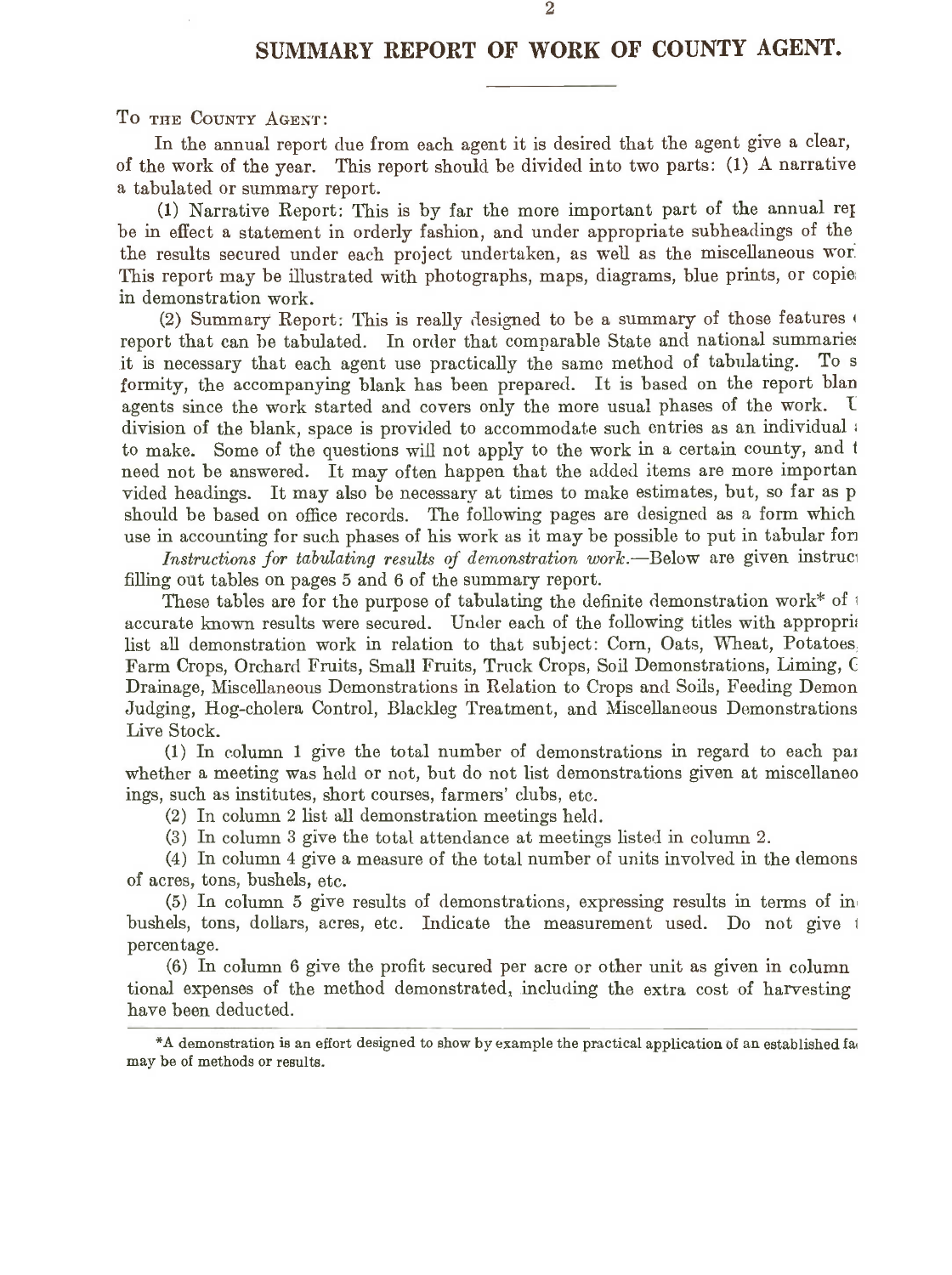## SUMMARY REPORT OF WORK OF COUNTY AGENT.

To the County Agent:

In the annual report due from each agent it is desired that the agent give a clear, of the work of the year. This report should be divided into two parts: (1) A narrative a tabulated or summary report.

(1) Narrative Report: This is by far the more important part of the annual rep be in effect a statement in orderly fashion, and under appropriate subheadings of the the results secured under each project undertaken, as well as the miscellaneous wor This report may be illustrated with photographs, maps, diagrams, blue prints, or copie in demonstration work.

(2) Summary Report: This is really designed to be a summary of those features report that can be tabulated. In order that comparable State and national summaries it is necessary that each agent use practically the same method of tabulating. To s formity, the accompanying blank has been prepared. It is based on the report blan agents since the work started and covers only the more usual phases of the work. U division of the blank, space is provided to accommodate such entries as an individual to make. Some of the questions will not apply to the work in a certain county, and t need not be answered. It may often happen that the added items are more importan vided headings. It may also be necessary at times to make estimates, but, so far as p should be based on office records. The following pages are designed as a form which use in accounting for such phases of his work as it may be possible to put in tabular for

*Instructions for tabulating results of demonstration work.*—Below are given instruc filling out tables on pages 5 and 6 of the summary report.

These tables are for the purpose of tabulating the definite demonstration work* of accurate known results were secured. Under each of the following titles with appropri list all demonstration work in relation to that subject: Corn, Oats, Wheat, Potatoes, Farm Crops, Orchard Fruits, Small Fruits, Truck Crops, Soil Demonstrations, Liming, C Drainage, Miscellaneous Demonstrations in Relation to Crops and Soils, Feeding Demon Judging, Hog-cholera Control, Blackleg Treatment, and Miscellaneous Demonstrations Live Stock.

(1) In column 1 give the total number of demonstrations in regard to each pa whether a meeting was held or not, but do not list demonstrations given at miscellaneo ings, such as institutes, short courses, farmers' clubs, etc.

(2) In column 2 list all demonstration meetings held.

(3) In column 3 give the total attendance at meetings listed in column 2.

(4) In column 4 give a measure of the total number of units involved in the demons of acres, tons, bushels, etc.

(5) In column 5 give results of demonstrations, expressing results in terms of in bushels, tons, dollars, acres, etc. Indicate the measurement used. Do not give percentage.

(6) In column 6 give the profit secured per acre or other unit as given in column tional expenses of the method demonstrated, including the extra cost of harvesting have been deducted.

*A demonstration is an effort designed to show by example the practical application of an established fa may be of methods or results.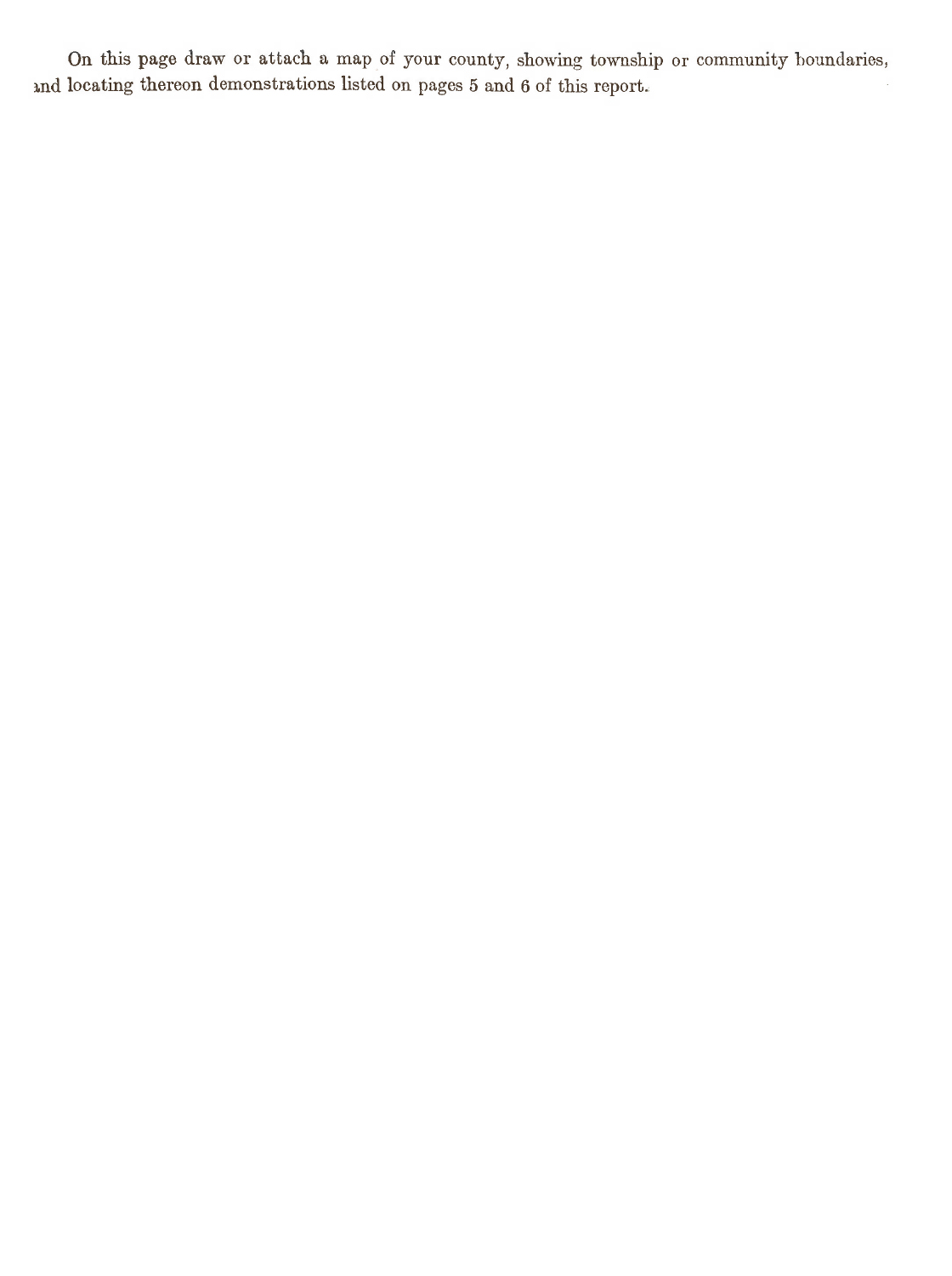On this page draw or attach a map of your county, showing township or community boundaries, and locating thereon demonstrations listed on pages 5 and 6 of this report.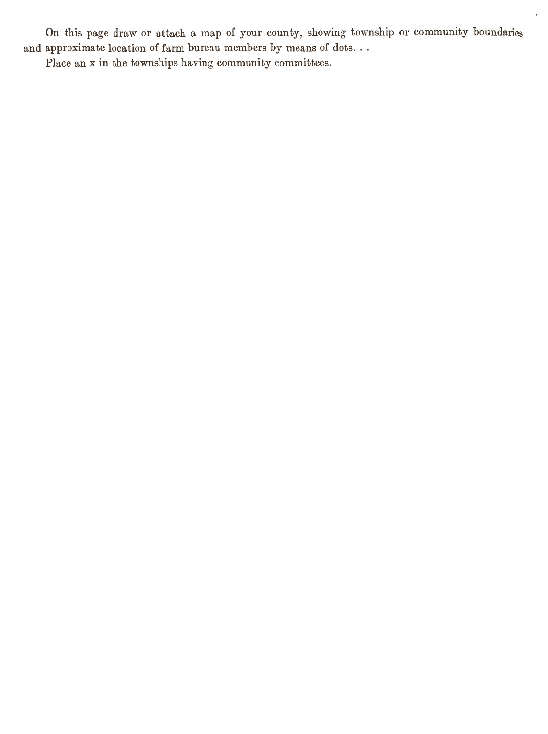On this page draw or attach a map of your county, showing township or community boundaries and approximate location of farm bureau members by means of dots. . .

Place an x in the townships having community committees.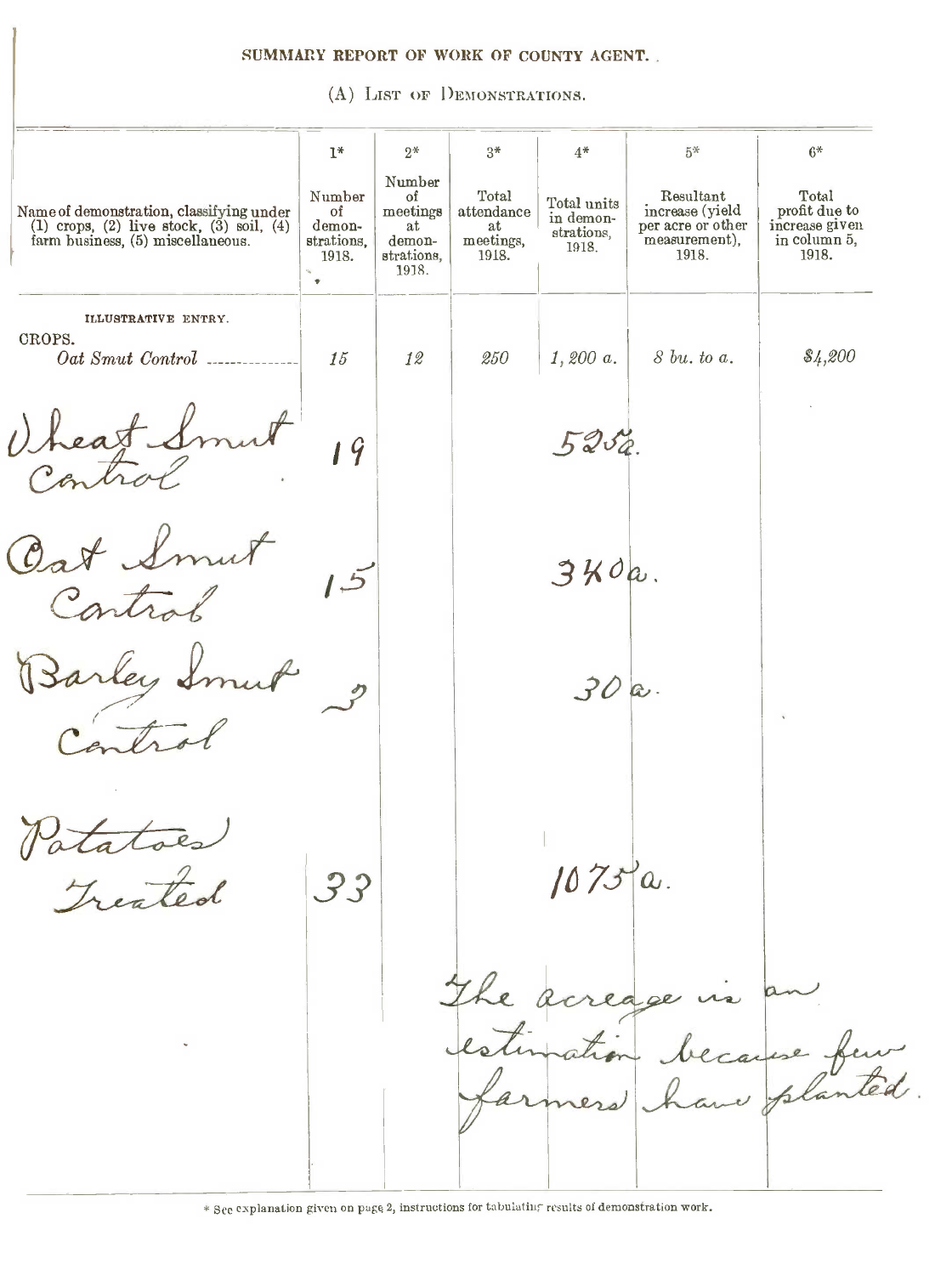## SUMMARY REPORT OF WORK OF COUNTY AGENT.

### (A) List of Demonstrations.

| Name of demonstration, classifying under (1) crops, (2) live stock, (3) soil, (4) farm business, (5) miscellaneous. | 1* Number of demonstrations, 1918. | 2* Number of meetings at demonstrations, 1918. | 3* Total attendance at meetings, 1918. | 4* Total units in demonstrations, 1918. | 5* Resultant increase (yield per acre or other measurement), 1918. | 6* Total profit due to increase given in column 5, 1918. |
|---|---|---|---|---|---|---|
| ILLUSTRATIVE ENTRY. | | | | | | |
| CROPS. *Oat Smut Control* | *15* | *12* | *250* | *1,200 a.* | *8 bu. to a.* | *$4,200* |
| Wheat Smut Control | 19 | | | 525a. | | |
| Oat Smut Control | 15 | | | 340a. | | |
| Barley Smut Control | 3 | | | 30a. | | |
| Potatoes Treated | 33 | | | 1075a. | | |
| | | | | The acreage is an estimation because few farmers have planted. | | |

\* See explanation given on page 2, instructions for tabulating results of demonstration work.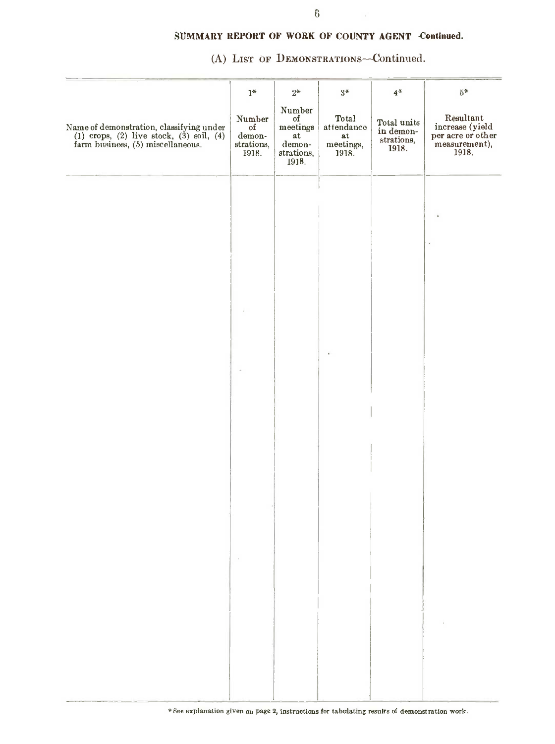## SUMMARY REPORT OF WORK OF COUNTY AGENT—Continued.

### (A) LIST OF DEMONSTRATIONS—Continued.

| Name of demonstration, classifying under (1) crops, (2) live stock, (3) soil, (4) farm business, (5) miscellaneous. | 1* Number of demonstrations, 1918. | 2* Number of meetings at demonstrations, 1918. | 3* Total attendance at meetings, 1918. | 4* Total units in demonstrations, 1918. | 5* Resultant increase (yield per acre or other measurement), 1918. |
|---|---|---|---|---|---|
| | | | | | |

* See explanation given on page 2, instructions for tabulating results of demonstration work.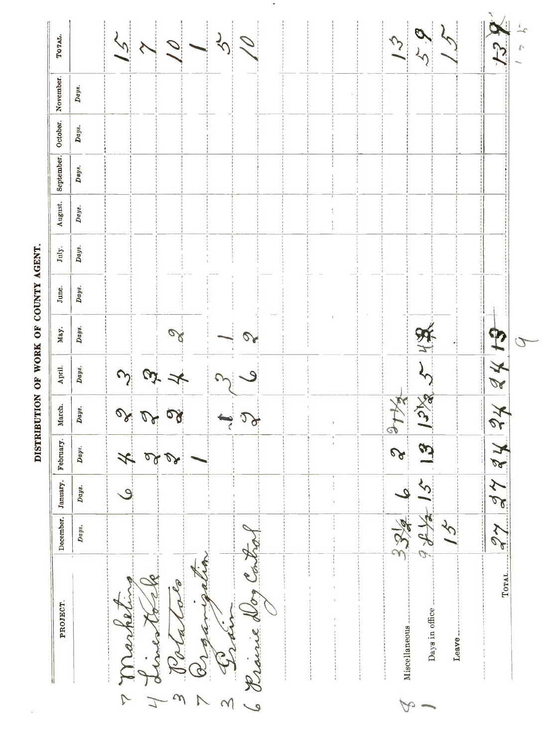# DISTRIBUTION OF WORK OF COUNTY AGENT.

| PROJECT. | December. Days. | January. Days. | February. Days. | March. Days. | April. Days. | May. Days. | June. Days. | July. Days. | August. Days. | September. Days. | October. Days. | November. Days. | TOTAL. |
|---|---|---|---|---|---|---|---|---|---|---|---|---|---|
| 7 Marketing | | 6 | 4 | 2 | 3 | | | | | | | | 15 |
| 4 Livestock | | | 2 | 2 | 3 | | | | | | | | 7 |
| 3 Potatoes | | | 2 | 2 | 4 | 2 | | | | | | | 10 |
| 7 Organization | | | 1 | | | | | | | | | | 1 |
| 3 Grain | | | | 1 | 3 | 1 | | | | | | | 5 |
| 6 Prairie Dog Control | | | | 2 | 6 | 2 | | | | | | | 10 |
| 8 Miscellaneous | 3 1/2 | 6 | 2 | 2 1/2 | | | | | | | | | 13 |
| 1 Days in office | 8 1/2 | 15 | 13 | 13 1/2 | 5 | 4 | | | | | | | 59 |
| Leave | 15 | | | | | | | | | | | | 15 |
| TOTAL | 27 | 27 | 24 | 24 | 24 | 13 | | | | | | | 139 |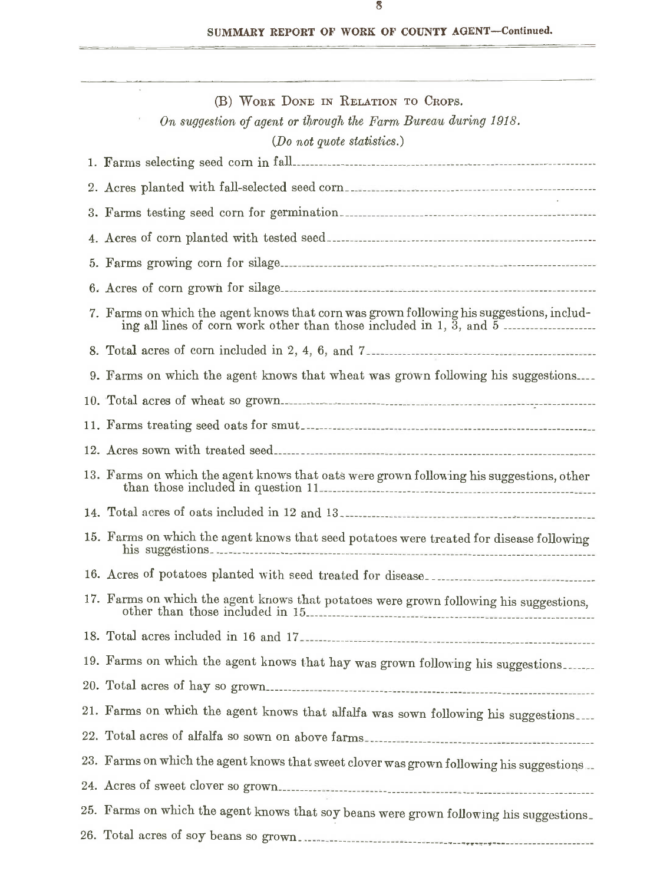## SUMMARY REPORT OF WORK OF COUNTY AGENT—Continued.

### (B) WORK DONE IN RELATION TO CROPS.

*On suggestion of agent or through the Farm Bureau during 1918.*

*(Do not quote statistics.)*

1. Farms selecting seed corn in fall
2. Acres planted with fall-selected seed corn
3. Farms testing seed corn for germination
4. Acres of corn planted with tested seed
5. Farms growing corn for silage
6. Acres of corn grown for silage
7. Farms on which the agent knows that corn was grown following his suggestions, including all lines of corn work other than those included in 1, 3, and 5
8. Total acres of corn included in 2, 4, 6, and 7
9. Farms on which the agent knows that wheat was grown following his suggestions
10. Total acres of wheat so grown
11. Farms treating seed oats for smut
12. Acres sown with treated seed
13. Farms on which the agent knows that oats were grown following his suggestions, other than those included in question 11
14. Total acres of oats included in 12 and 13
15. Farms on which the agent knows that seed potatoes were treated for disease following his suggestions
16. Acres of potatoes planted with seed treated for disease
17. Farms on which the agent knows that potatoes were grown following his suggestions, other than those included in 15
18. Total acres included in 16 and 17
19. Farms on which the agent knows that hay was grown following his suggestions
20. Total acres of hay so grown
21. Farms on which the agent knows that alfalfa was sown following his suggestions
22. Total acres of alfalfa so sown on above farms
23. Farms on which the agent knows that sweet clover was grown following his suggestions
24. Acres of sweet clover so grown
25. Farms on which the agent knows that soy beans were grown following his suggestions
26. Total acres of soy beans so grown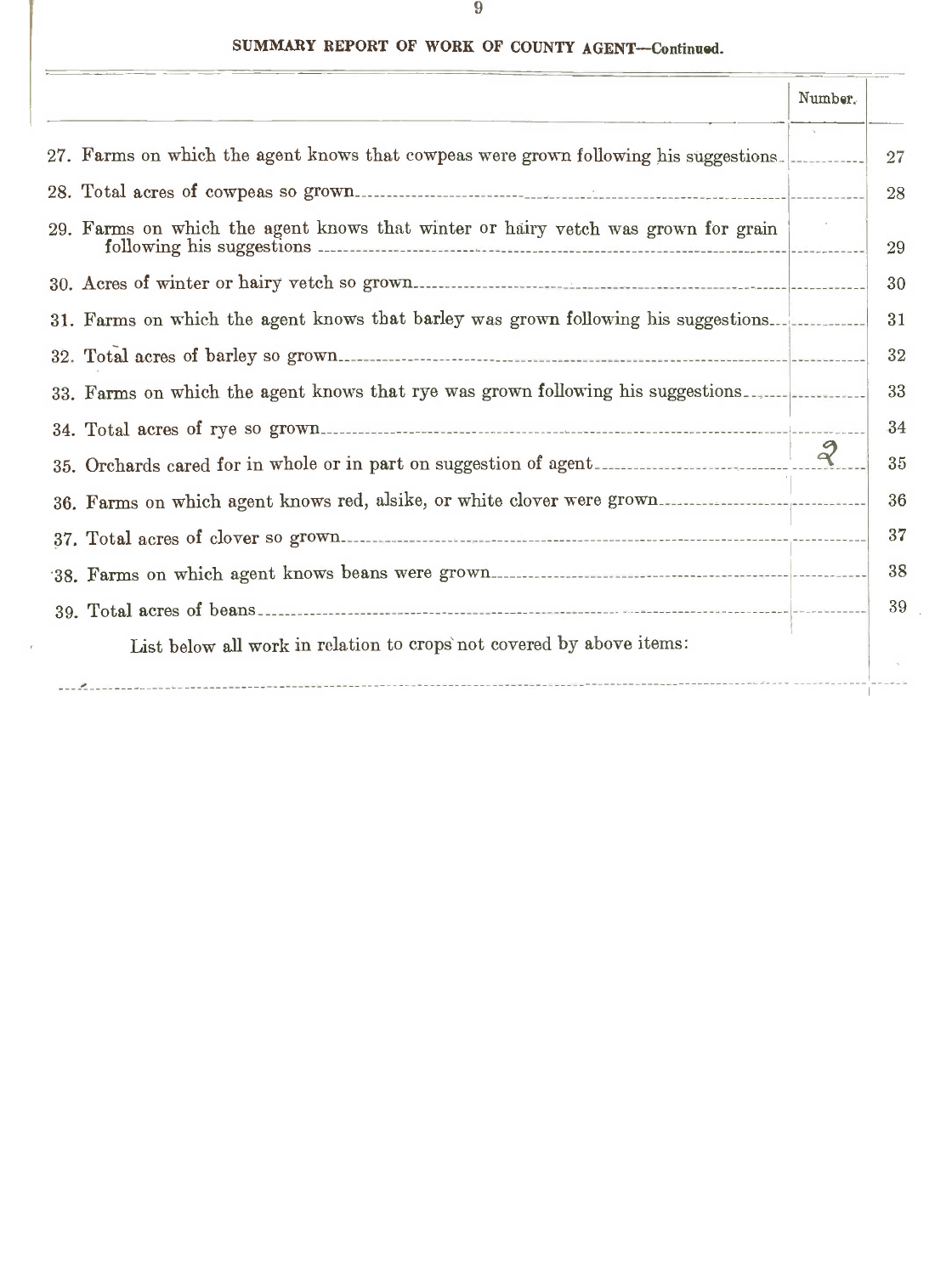## SUMMARY REPORT OF WORK OF COUNTY AGENT—Continued.

| | Number. | |
|---|---|---|
| 27. Farms on which the agent knows that cowpeas were grown following his suggestions | | 27 |
| 28. Total acres of cowpeas so grown | | 28 |
| 29. Farms on which the agent knows that winter or hairy vetch was grown for grain following his suggestions | | 29 |
| 30. Acres of winter or hairy vetch so grown | | 30 |
| 31. Farms on which the agent knows that barley was grown following his suggestions | | 31 |
| 32. Total acres of barley so grown | | 32 |
| 33. Farms on which the agent knows that rye was grown following his suggestions | | 33 |
| 34. Total acres of rye so grown | | 34 |
| 35. Orchards cared for in whole or in part on suggestion of agent | 2 | 35 |
| 36. Farms on which agent knows red, alsike, or white clover were grown | | 36 |
| 37. Total acres of clover so grown | | 37 |
| 38. Farms on which agent knows beans were grown | | 38 |
| 39. Total acres of beans | | 39 |

List below all work in relation to crops not covered by above items: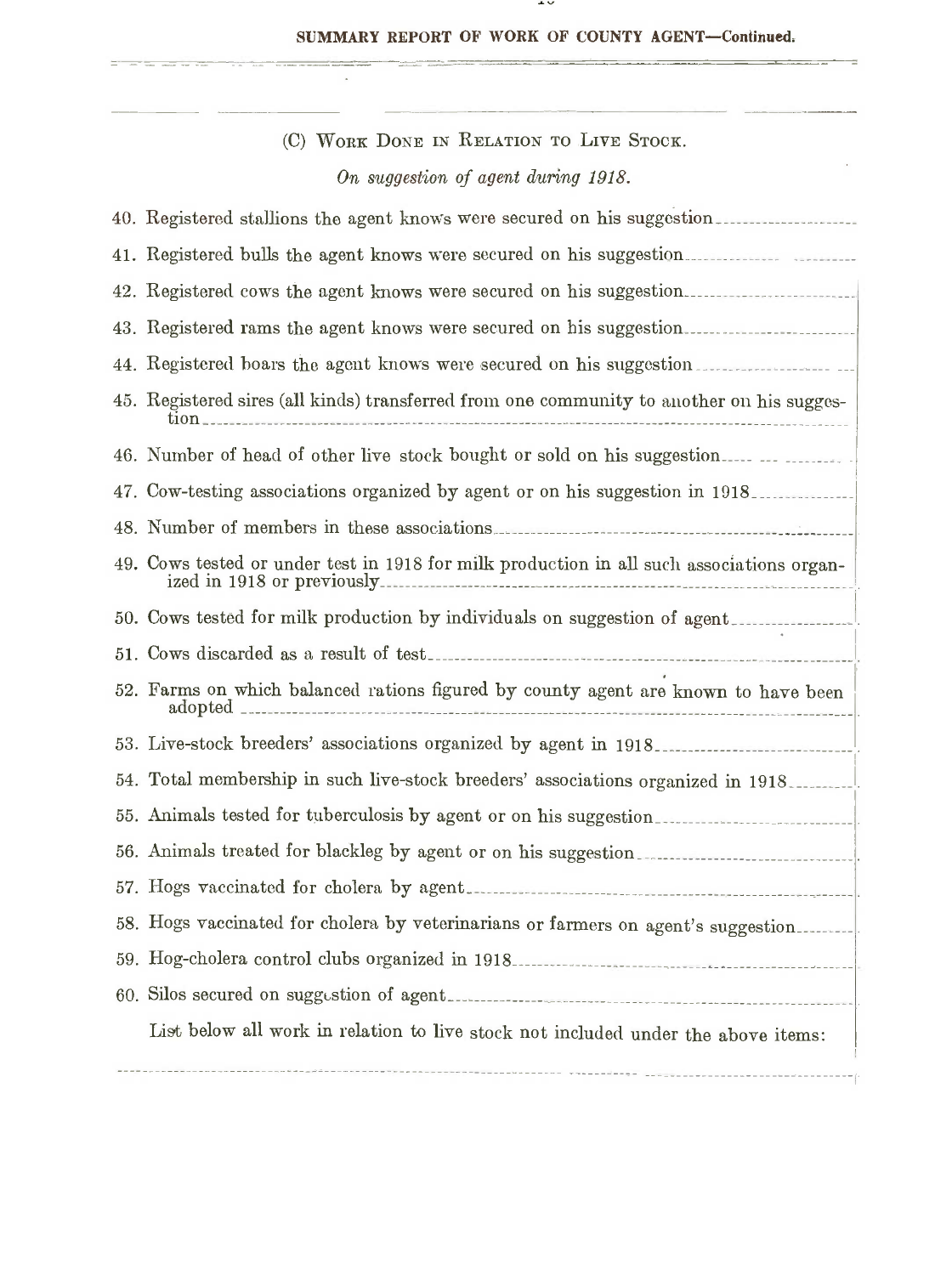## (C) Work Done in Relation to Live Stock.

*On suggestion of agent during 1918.*

40. Registered stallions the agent knows were secured on his suggestion

41. Registered bulls the agent knows were secured on his suggestion

42. Registered cows the agent knows were secured on his suggestion

43. Registered rams the agent knows were secured on his suggestion

44. Registered boars the agent knows were secured on his suggestion

45. Registered sires (all kinds) transferred from one community to another on his suggestion

46. Number of head of other live stock bought or sold on his suggestion

47. Cow-testing associations organized by agent or on his suggestion in 1918

48. Number of members in these associations

49. Cows tested or under test in 1918 for milk production in all such associations organized in 1918 or previously

50. Cows tested for milk production by individuals on suggestion of agent

51. Cows discarded as a result of test

52. Farms on which balanced rations figured by county agent are known to have been adopted

53. Live-stock breeders' associations organized by agent in 1918

54. Total membership in such live-stock breeders' associations organized in 1918

55. Animals tested for tuberculosis by agent or on his suggestion

56. Animals treated for blackleg by agent or on his suggestion

57. Hogs vaccinated for cholera by agent

58. Hogs vaccinated for cholera by veterinarians or farmers on agent's suggestion

59. Hog-cholera control clubs organized in 1918

60. Silos secured on suggestion of agent

List below all work in relation to live stock not included under the above items: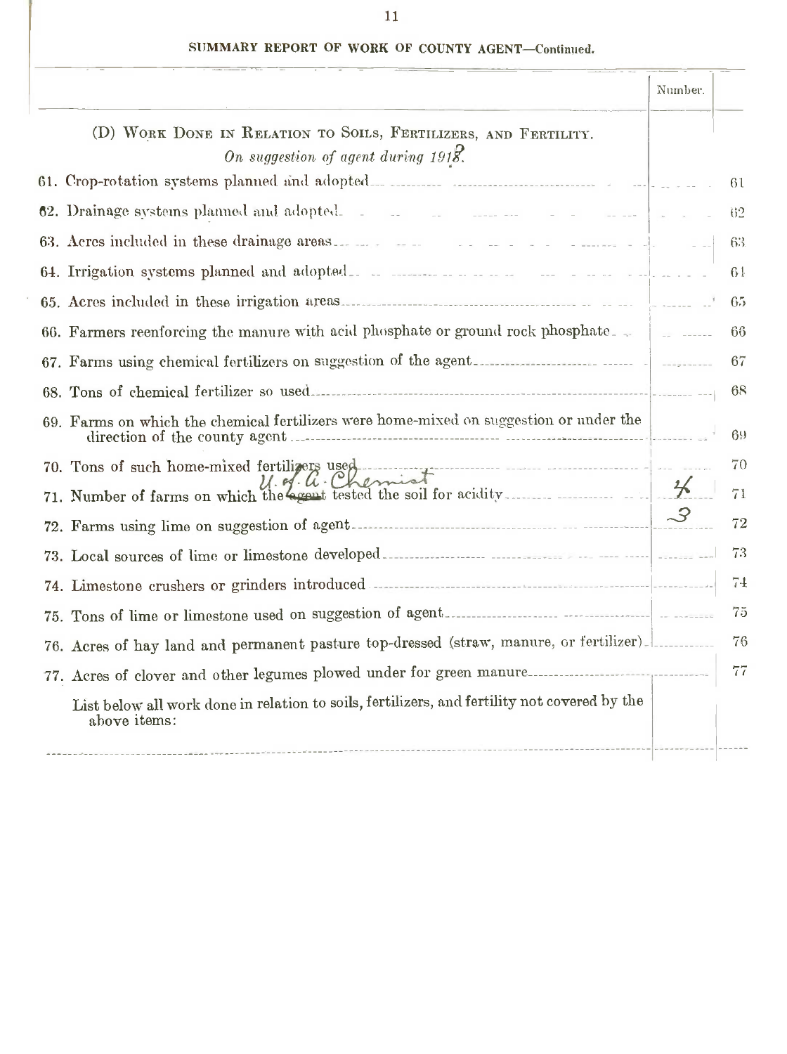## SUMMARY REPORT OF WORK OF COUNTY AGENT—Continued.

| | Number. | |
|---|---|---|
| **(D) Work Done in Relation to Soils, Fertilizers, and Fertility.** *On suggestion of agent during 1918.* | | |
| 61. Crop-rotation systems planned and adopted | | 61 |
| 62. Drainage systems planned and adopted | | 62 |
| 63. Acres included in these drainage areas | | 63 |
| 64. Irrigation systems planned and adopted | | 64 |
| 65. Acres included in these irrigation areas | | 65 |
| 66. Farmers reenforcing the manure with acid phosphate or ground rock phosphate | | 66 |
| 67. Farms using chemical fertilizers on suggestion of the agent | | 67 |
| 68. Tons of chemical fertilizer so used | | 68 |
| 69. Farms on which the chemical fertilizers were home-mixed on suggestion or under the direction of the county agent | | 69 |
| 70. Tons of such home-mixed fertilizers used | | 70 |
| 71. Number of farms on which the ~~agent~~ U. of A. Chemist tested the soil for acidity | 4 | 71 |
| 72. Farms using lime on suggestion of agent | 3 | 72 |
| 73. Local sources of lime or limestone developed | | 73 |
| 74. Limestone crushers or grinders introduced | | 74 |
| 75. Tons of lime or limestone used on suggestion of agent | | 75 |
| 76. Acres of hay land and permanent pasture top-dressed (straw, manure, or fertilizer) | | 76 |
| 77. Acres of clover and other legumes plowed under for green manure | | 77 |
| List below all work done in relation to soils, fertilizers, and fertility not covered by the above items: | | |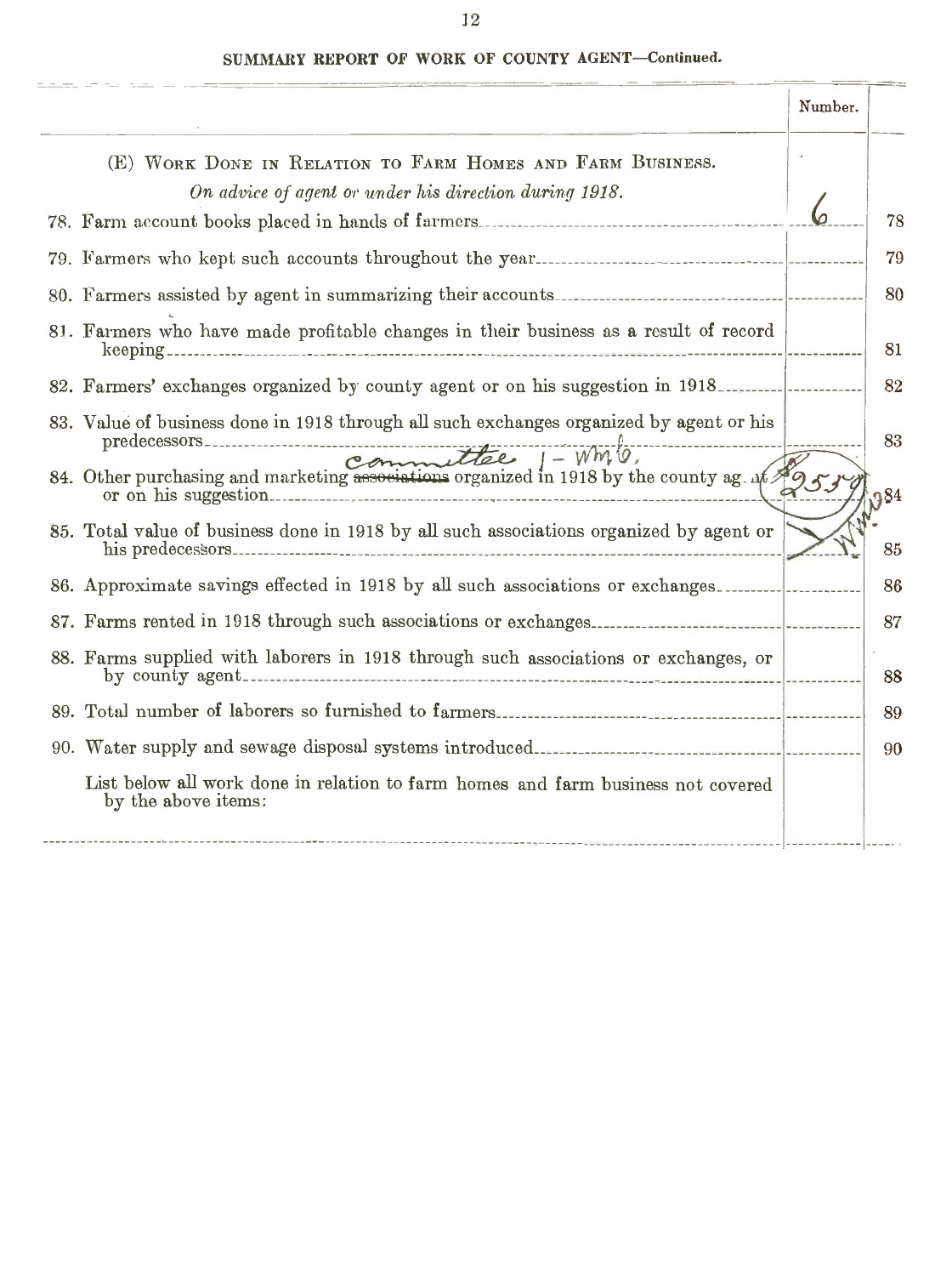## SUMMARY REPORT OF WORK OF COUNTY AGENT—Continued.

| | Number. | |
|---|---|---|
| **(E) Work Done in Relation to Farm Homes and Farm Business.** *On advice of agent or under his direction during 1918.* | | |
| 78. Farm account books placed in hands of farmers | 6 | 78 |
| 79. Farmers who kept such accounts throughout the year | | 79 |
| 80. Farmers assisted by agent in summarizing their accounts | | 80 |
| 81. Farmers who have made profitable changes in their business as a result of record keeping | | 81 |
| 82. Farmers' exchanges organized by county agent or on his suggestion in 1918 | | 82 |
| 83. Value of business done in 1918 through all such exchanges organized by agent or his predecessors | | 83 |
| 84. Other purchasing and marketing ~~associations~~ committee 1 - Wm. G. organized in 1918 by the county agent or on his suggestion | $2550 | 84 |
| 85. Total value of business done in 1918 by all such associations organized by agent or his predecessors | | 85 |
| 86. Approximate savings effected in 1918 by all such associations or exchanges | | 86 |
| 87. Farms rented in 1918 through such associations or exchanges | | 87 |
| 88. Farms supplied with laborers in 1918 through such associations or exchanges, or by county agent | | 88 |
| 89. Total number of laborers so furnished to farmers | | 89 |
| 90. Water supply and sewage disposal systems introduced | | 90 |
| List below all work done in relation to farm homes and farm business not covered by the above items: | | |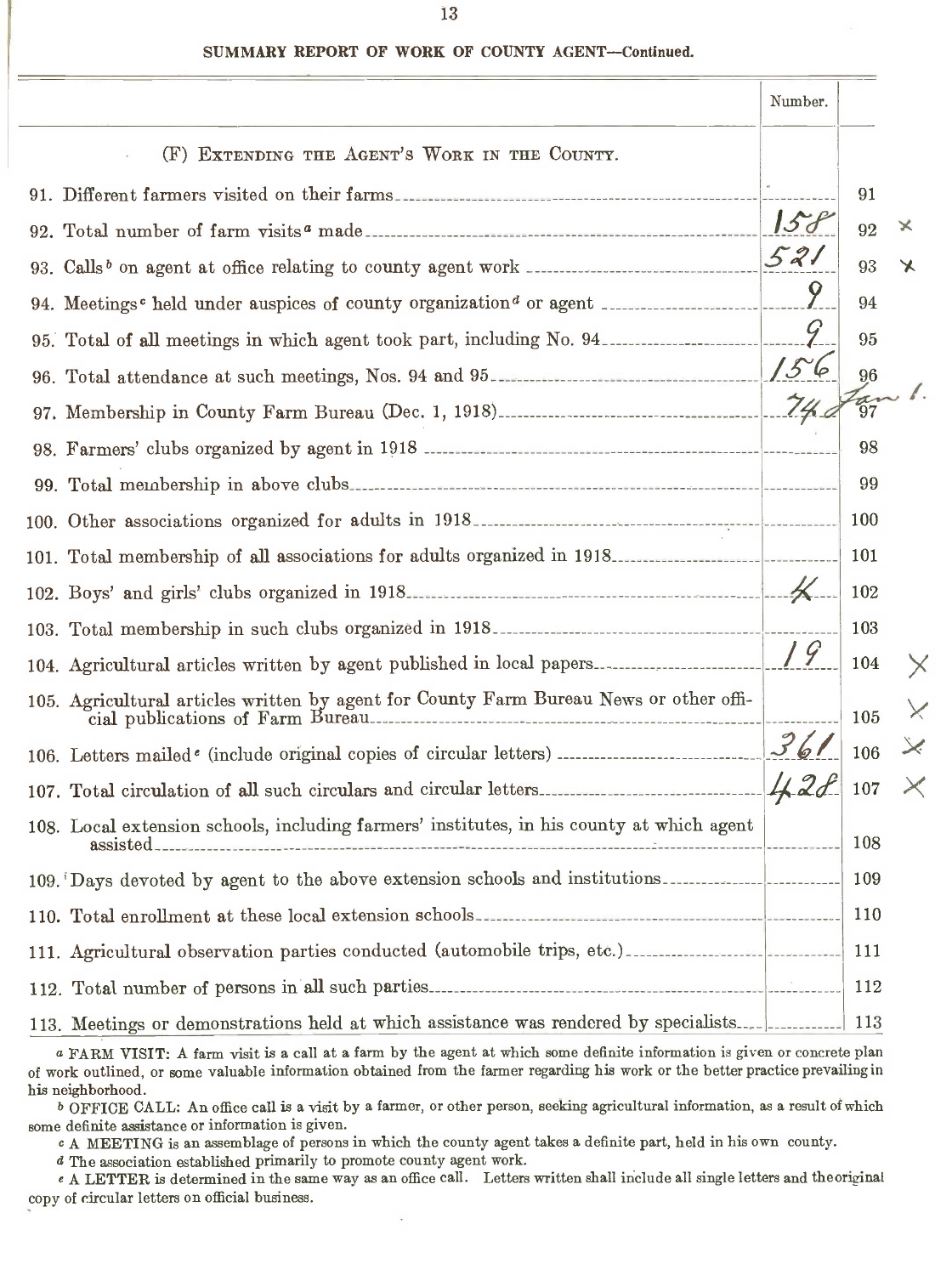## SUMMARY REPORT OF WORK OF COUNTY AGENT—Continued.

| | Number. | |
|---|---|---|
| **(F) Extending the Agent's Work in the County.** | | |
| 91. Different farmers visited on their farms | | 91 |
| 92. Total number of farm visits[a] made | 158 | 92 |
| 93. Calls[b] on agent at office relating to county agent work | 521 | 93 |
| 94. Meetings[c] held under auspices of county organization[d] or agent | 9 | 94 |
| 95. Total of all meetings in which agent took part, including No. 94 | 9 | 95 |
| 96. Total attendance at such meetings, Nos. 94 and 95 | 156 | 96 |
| 97. Membership in County Farm Bureau (Dec. 1, 1918) | 74 Jan 1. | 97 |
| 98. Farmers' clubs organized by agent in 1918 | | 98 |
| 99. Total membership in above clubs | | 99 |
| 100. Other associations organized for adults in 1918 | | 100 |
| 101. Total membership of all associations for adults organized in 1918 | | 101 |
| 102. Boys' and girls' clubs organized in 1918 | 4 | 102 |
| 103. Total membership in such clubs organized in 1918 | | 103 |
| 104. Agricultural articles written by agent published in local papers | 19 | 104 |
| 105. Agricultural articles written by agent for County Farm Bureau News or other official publications of Farm Bureau | | 105 |
| 106. Letters mailed[e] (include original copies of circular letters) | 361 | 106 |
| 107. Total circulation of all such circulars and circular letters | 428 | 107 |
| 108. Local extension schools, including farmers' institutes, in his county at which agent assisted | | 108 |
| 109. Days devoted by agent to the above extension schools and institutions | | 109 |
| 110. Total enrollment at these local extension schools | | 110 |
| 111. Agricultural observation parties conducted (automobile trips, etc.) | | 111 |
| 112. Total number of persons in all such parties | | 112 |
| 113. Meetings or demonstrations held at which assistance was rendered by specialists | | 113 |

[a] FARM VISIT: A farm visit is a call at a farm by the agent at which some definite information is given or concrete plan of work outlined, or some valuable information obtained from the farmer regarding his work or the better practice prevailing in his neighborhood.

[b] OFFICE CALL: An office call is a visit by a farmer, or other person, seeking agricultural information, as a result of which some definite assistance or information is given.

[c] A MEETING is an assemblage of persons in which the county agent takes a definite part, held in his own county.

[d] The association established primarily to promote county agent work.

[e] A LETTER is determined in the same way as an office call. Letters written shall include all single letters and the original copy of circular letters on official business.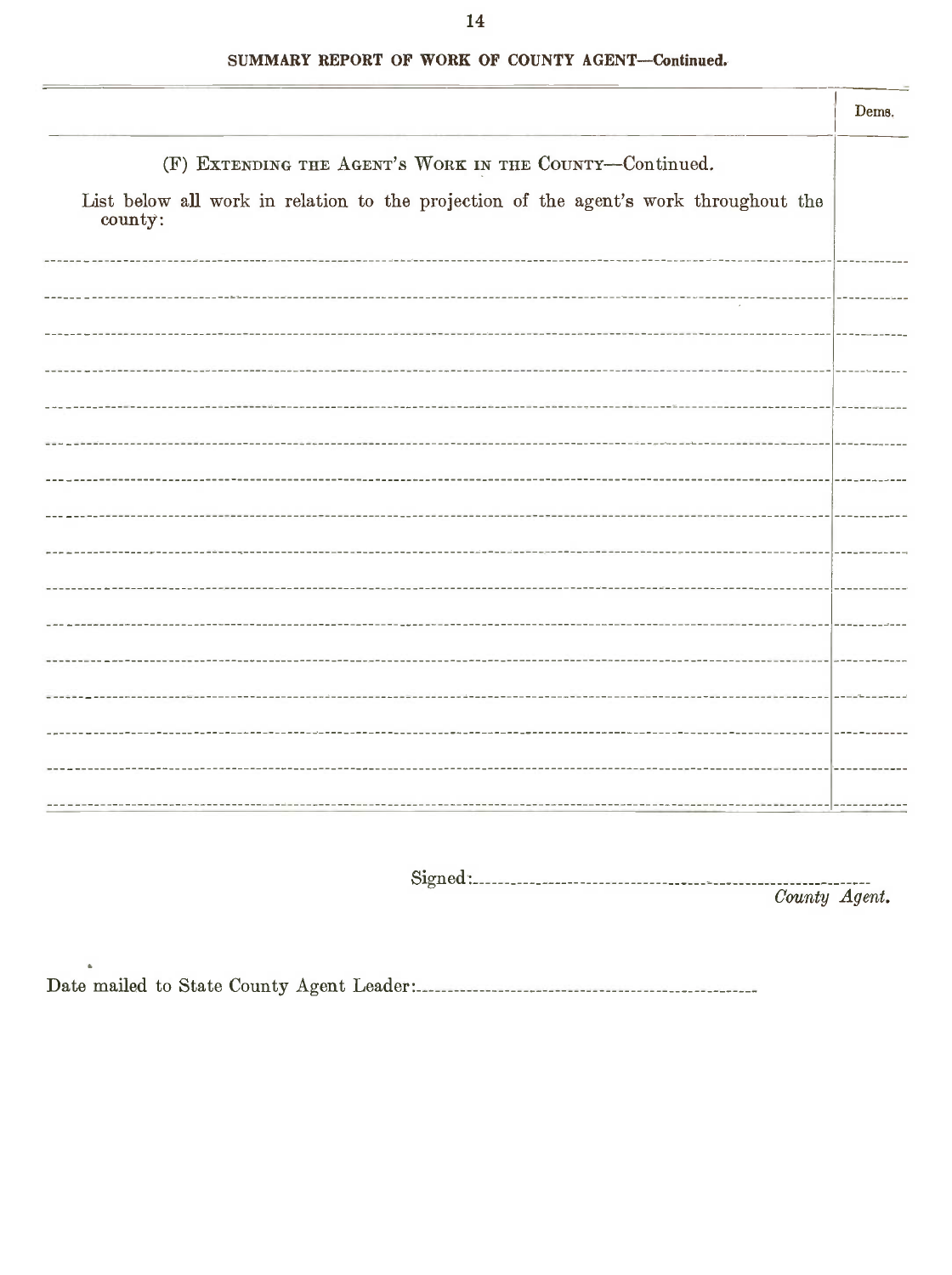## SUMMARY REPORT OF WORK OF COUNTY AGENT—Continued.

| | Dems. |
|---|---|
| (F) EXTENDING THE AGENT'S WORK IN THE COUNTY—Continued. | |
| List below all work in relation to the projection of the agent's work throughout the county: | |
| | |
| | |
| | |
| | |
| | |
| | |
| | |
| | |
| | |
| | |
| | |
| | |
| | |
| | |
| | |
| | |

Signed:............................................................
*County Agent.*

Date mailed to State County Agent Leader:............................................................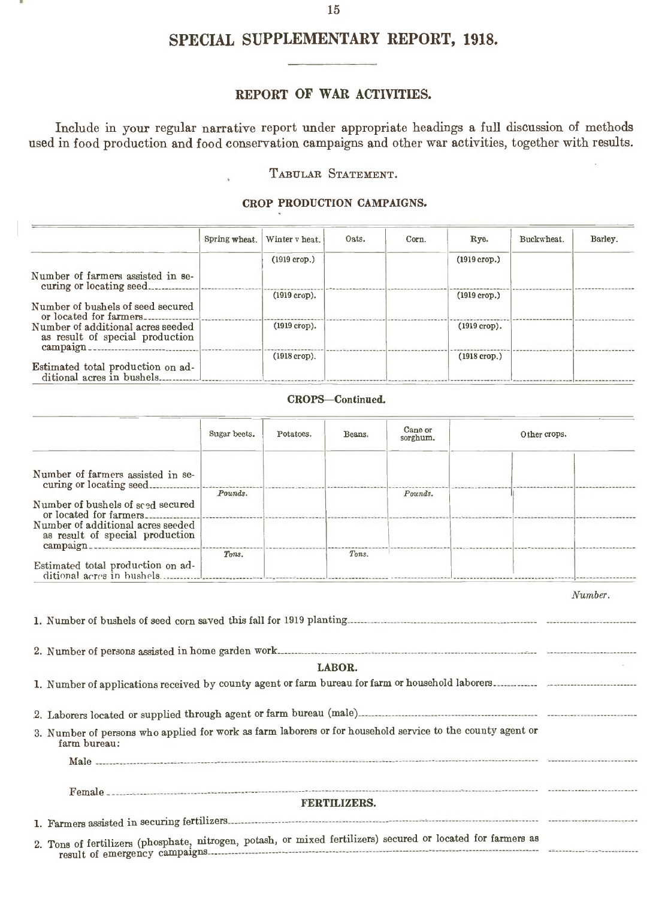# SPECIAL SUPPLEMENTARY REPORT, 1918.

## REPORT OF WAR ACTIVITIES.

Include in your regular narrative report under appropriate headings a full discussion of methods used in food production and food conservation campaigns and other war activities, together with results.

### TABULAR STATEMENT.

#### CROP PRODUCTION CAMPAIGNS.

| | Spring wheat. | Winter wheat. | Oats. | Corn. | Rye. | Buckwheat. | Barley. |
|---|---|---|---|---|---|---|---|
| Number of farmers assisted in securing or locating seed | | (1919 crop.) | | | (1919 crop.) | | |
| Number of bushels of seed secured or located for farmers | | (1919 crop). | | | (1919 crop.) | | |
| Number of additional acres seeded as result of special production campaign | | (1919 crop). | | | (1919 crop). | | |
| Estimated total production on additional acres in bushels | | (1918 crop). | | | (1918 crop.) | | |

#### CROPS—Continued.

| | Sugar beets. | Potatoes. | Beans. | Cane or sorghum. | Other crops. | | |
|---|---|---|---|---|---|---|---|
| Number of farmers assisted in securing or locating seed | | | | | | | |
| Number of bushels of seed secured or located for farmers | *Pounds.* | | | *Pounds.* | | | |
| Number of additional acres seeded as result of special production campaign | | | | | | | |
| Estimated total production on additional acres in bushels | *Tons.* | | *Tons.* | | | | |

| | *Number.* |
|---|---|
| 1. Number of bushels of seed corn saved this fall for 1919 planting | |
| 2. Number of persons assisted in home garden work | |

#### LABOR.

| | |
|---|---|
| 1. Number of applications received by county agent or farm bureau for farm or household laborers | |
| 2. Laborers located or supplied through agent or farm bureau (male) | |
| 3. Number of persons who applied for work as farm laborers or for household service to the county agent or farm bureau: | |
| Male | |
| Female | |

#### FERTILIZERS.

| | |
|---|---|
| 1. Farmers assisted in securing fertilizers | |
| 2. Tons of fertilizers (phosphate, nitrogen, potash, or mixed fertilizers) secured or located for farmers as result of emergency campaigns | |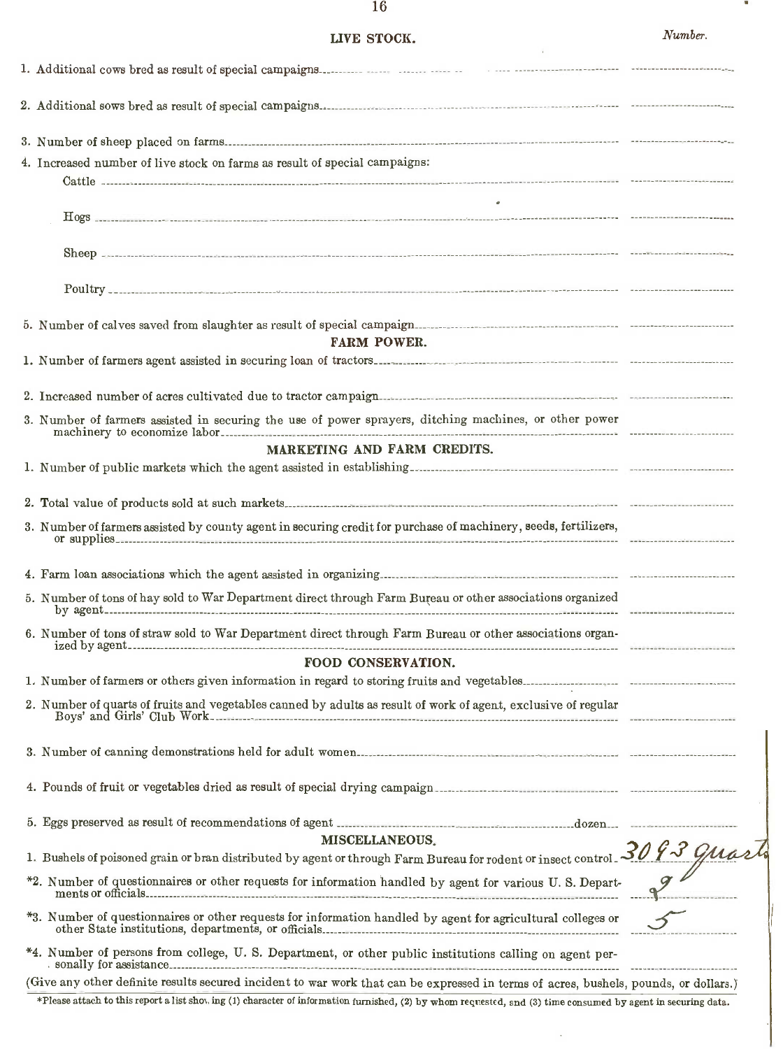## LIVE STOCK.

| | Number. |
|---|---|
| 1. Additional cows bred as result of special campaigns | |
| 2. Additional sows bred as result of special campaigns | |
| 3. Number of sheep placed on farms | |
| 4. Increased number of live stock on farms as result of special campaigns: | |
| Cattle | |
| Hogs | |
| Sheep | |
| Poultry | |
| 5. Number of calves saved from slaughter as result of special campaign | |

## FARM POWER.

| | |
|---|---|
| 1. Number of farmers agent assisted in securing loan of tractors | |
| 2. Increased number of acres cultivated due to tractor campaign | |
| 3. Number of farmers assisted in securing the use of power sprayers, ditching machines, or other power machinery to economize labor | |

## MARKETING AND FARM CREDITS.

| | |
|---|---|
| 1. Number of public markets which the agent assisted in establishing | |
| 2. Total value of products sold at such markets | |
| 3. Number of farmers assisted by county agent in securing credit for purchase of machinery, seeds, fertilizers, or supplies | |
| 4. Farm loan associations which the agent assisted in organizing | |
| 5. Number of tons of hay sold to War Department direct through Farm Bureau or other associations organized by agent | |
| 6. Number of tons of straw sold to War Department direct through Farm Bureau or other associations organized by agent | |

## FOOD CONSERVATION.

| | |
|---|---|
| 1. Number of farmers or others given information in regard to storing fruits and vegetables | |
| 2. Number of quarts of fruits and vegetables canned by adults as result of work of agent, exclusive of regular Boys' and Girls' Club Work | |
| 3. Number of canning demonstrations held for adult women | |
| 4. Pounds of fruit or vegetables dried as result of special drying campaign | |
| 5. Eggs preserved as result of recommendations of agent ... dozen | |

## MISCELLANEOUS.

| | |
|---|---|
| 1. Bushels of poisoned grain or bran distributed by agent or through Farm Bureau for rodent or insect control | 3093 quarts |
| *2. Number of questionnaires or other requests for information handled by agent for various U. S. Departments or officials | 9 |
| *3. Number of questionnaires or other requests for information handled by agent for agricultural colleges or other State institutions, departments, or officials | 5 |
| *4. Number of persons from college, U. S. Department, or other public institutions calling on agent personally for assistance | |

(Give any other definite results secured incident to war work that can be expressed in terms of acres, bushels, pounds, or dollars.)

*Please attach to this report a list showing (1) character of information furnished, (2) by whom requested, and (3) time consumed by agent in securing data.